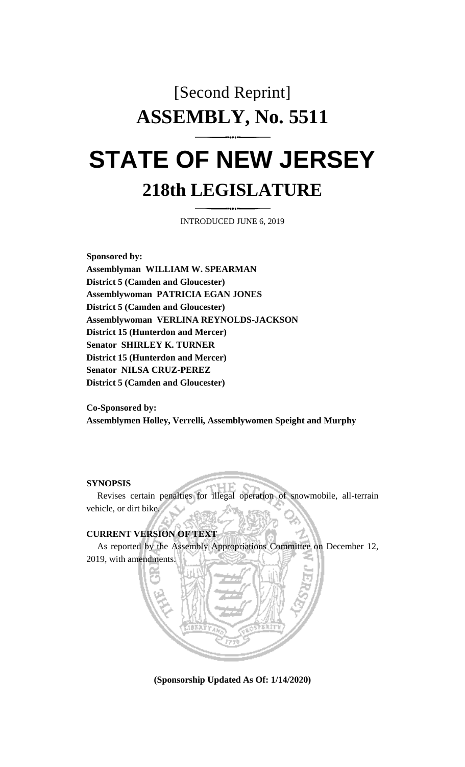# [Second Reprint]

# ASSEMBLY, No. 5511

# STATE OF NEW JERSEY

## 218th LEGISLATURE

INTRODUCED JUNE 6, 2019

**Sponsored by:**

**Assemblyman WILLIAM W. SPEARMAN**
**District 5 (Camden and Gloucester)**
**Assemblywoman PATRICIA EGAN JONES**
**District 5 (Camden and Gloucester)**
**Assemblywoman VERLINA REYNOLDS-JACKSON**
**District 15 (Hunterdon and Mercer)**
**Senator SHIRLEY K. TURNER**
**District 15 (Hunterdon and Mercer)**
**Senator NILSA CRUZ-PEREZ**
**District 5 (Camden and Gloucester)**

**Co-Sponsored by:**
**Assemblymen Holley, Verrelli, Assemblywomen Speight and Murphy**

**SYNOPSIS**

Revises certain penalties for illegal operation of snowmobile, all-terrain vehicle, or dirt bike.

**CURRENT VERSION OF TEXT**

As reported by the Assembly Appropriations Committee on December 12, 2019, with amendments.

**(Sponsorship Updated As Of: 1/14/2020)**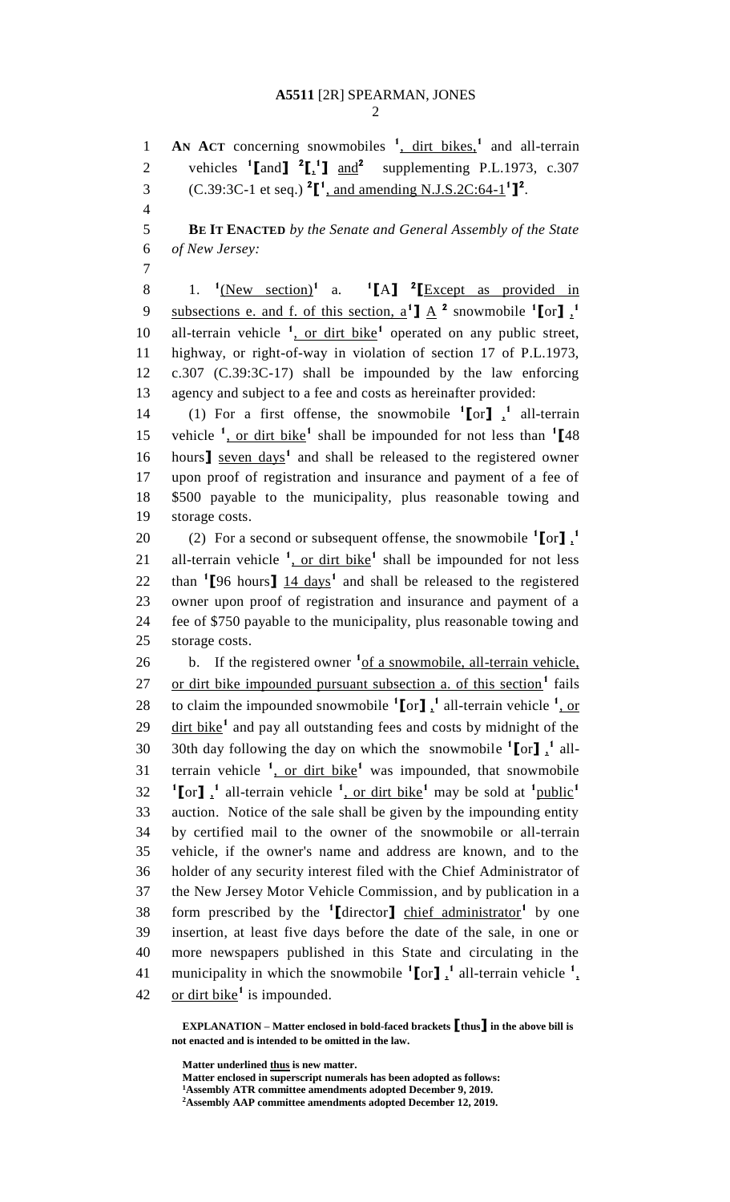**AN ACT** concerning snowmobiles [1], dirt bikes,[1] and all-terrain vehicles [1]**[**and**]** [2]**[**[1],[1]**]** and[2] supplementing P.L.1973, c.307 (C.39:3C-1 et seq.) [2]**[**[1], and amending N.J.S.2C:64-1[1]**]**[2].

**BE IT ENACTED** *by the Senate and General Assembly of the State of New Jersey:*

1. [1](New section)[1] a. [1]**[**A**]** [2]**[**Except as provided in subsections e. and f. of this section, a[1]**]** A [2] snowmobile [1]**[**or**]** ,[1] all-terrain vehicle [1], or dirt bike[1] operated on any public street, highway, or right-of-way in violation of section 17 of P.L.1973, c.307 (C.39:3C-17) shall be impounded by the law enforcing agency and subject to a fee and costs as hereinafter provided:

(1) For a first offense, the snowmobile [1]**[**or**]** ,[1] all-terrain vehicle [1], or dirt bike[1] shall be impounded for not less than [1]**[**48 hours**]** seven days[1] and shall be released to the registered owner upon proof of registration and insurance and payment of a fee of $500 payable to the municipality, plus reasonable towing and storage costs.

(2) For a second or subsequent offense, the snowmobile [1]**[**or**]** ,[1] all-terrain vehicle [1], or dirt bike[1] shall be impounded for not less than [1]**[**96 hours**]** 14 days[1] and shall be released to the registered owner upon proof of registration and insurance and payment of a fee of $750 payable to the municipality, plus reasonable towing and storage costs.

b. If the registered owner [1]of a snowmobile, all-terrain vehicle, or dirt bike impounded pursuant subsection a. of this section[1] fails to claim the impounded snowmobile [1]**[**or**]** ,[1] all-terrain vehicle [1], or dirt bike[1] and pay all outstanding fees and costs by midnight of the 30th day following the day on which the snowmobile [1]**[**or**]** ,[1] all-terrain vehicle [1], or dirt bike[1] was impounded, that snowmobile [1]**[**or**]** ,[1] all-terrain vehicle [1], or dirt bike[1] may be sold at [1]public[1] auction. Notice of the sale shall be given by the impounding entity by certified mail to the owner of the snowmobile or all-terrain vehicle, if the owner's name and address are known, and to the holder of any security interest filed with the Chief Administrator of the New Jersey Motor Vehicle Commission, and by publication in a form prescribed by the [1]**[**director**]** chief administrator[1] by one insertion, at least five days before the date of the sale, in one or more newspapers published in this State and circulating in the municipality in which the snowmobile [1]**[**or**]** ,[1] all-terrain vehicle [1], or dirt bike[1] is impounded.

**EXPLANATION – Matter enclosed in bold-faced brackets [thus] in the above bill is not enacted and is intended to be omitted in the law.**

**Matter underlined thus is new matter.**
**Matter enclosed in superscript numerals has been adopted as follows:**
**[1]Assembly ATR committee amendments adopted December 9, 2019.**
**[2]Assembly AAP committee amendments adopted December 12, 2019.**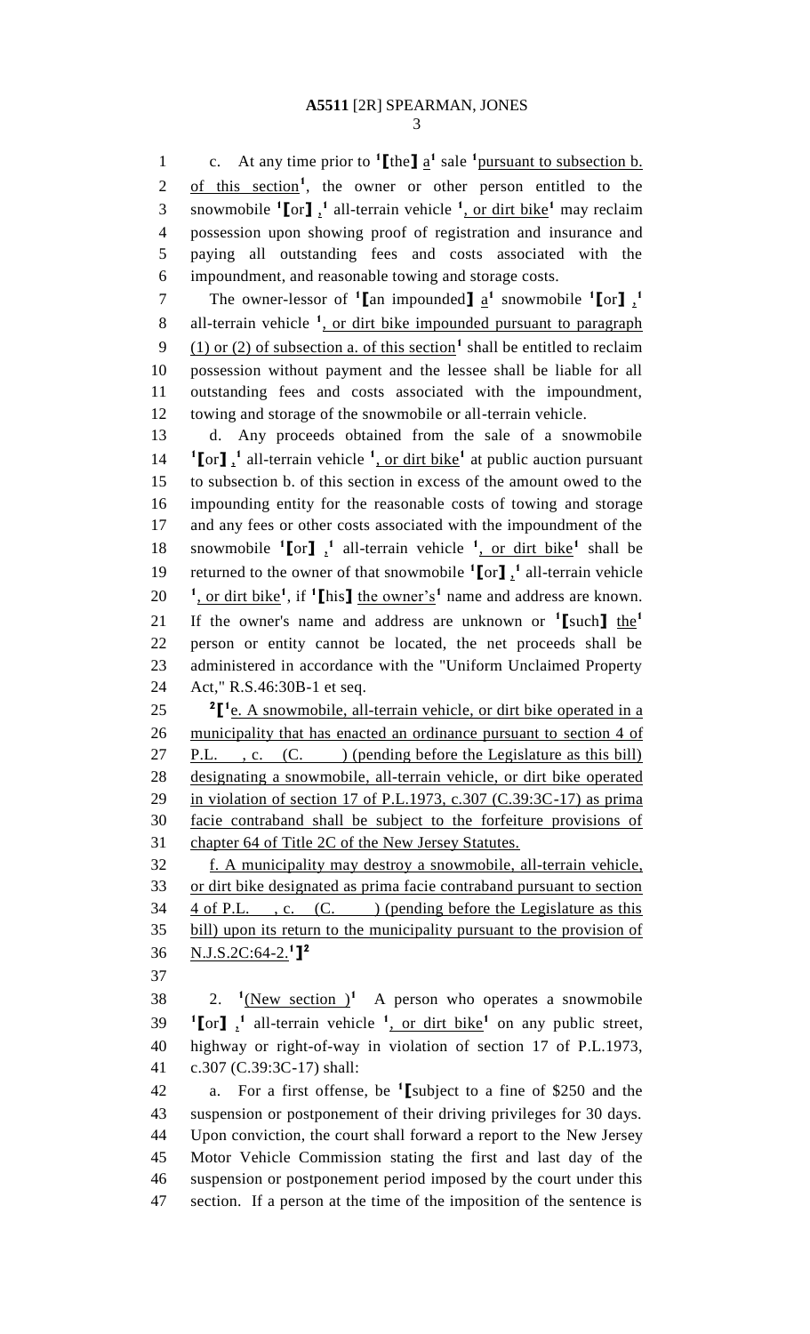c. At any time prior to [1][the] a[1] sale [1]pursuant to subsection b. of this section[1], the owner or other person entitled to the snowmobile [1][or] ,[1] all-terrain vehicle [1], or dirt bike[1] may reclaim possession upon showing proof of registration and insurance and paying all outstanding fees and costs associated with the impoundment, and reasonable towing and storage costs.

The owner-lessor of [1][an impounded] a[1] snowmobile [1][or] ,[1] all-terrain vehicle [1], or dirt bike impounded pursuant to paragraph (1) or (2) of subsection a. of this section[1] shall be entitled to reclaim possession without payment and the lessee shall be liable for all outstanding fees and costs associated with the impoundment, towing and storage of the snowmobile or all-terrain vehicle.

d. Any proceeds obtained from the sale of a snowmobile [1][or] ,[1] all-terrain vehicle [1], or dirt bike[1] at public auction pursuant to subsection b. of this section in excess of the amount owed to the impounding entity for the reasonable costs of towing and storage and any fees or other costs associated with the impoundment of the snowmobile [1][or] ,[1] all-terrain vehicle [1], or dirt bike[1] shall be returned to the owner of that snowmobile [1][or] ,[1] all-terrain vehicle [1], or dirt bike[1], if [1][his] the owner's[1] name and address are known. If the owner's name and address are unknown or [1][such] the[1] person or entity cannot be located, the net proceeds shall be administered in accordance with the "Uniform Unclaimed Property Act," R.S.46:30B-1 et seq.

[2][[1]e. A snowmobile, all-terrain vehicle, or dirt bike operated in a municipality that has enacted an ordinance pursuant to section 4 of P.L. , c. (C. ) (pending before the Legislature as this bill) designating a snowmobile, all-terrain vehicle, or dirt bike operated in violation of section 17 of P.L.1973, c.307 (C.39:3C-17) as prima facie contraband shall be subject to the forfeiture provisions of chapter 64 of Title 2C of the New Jersey Statutes.

f. A municipality may destroy a snowmobile, all-terrain vehicle, or dirt bike designated as prima facie contraband pursuant to section 4 of P.L. , c. (C. ) (pending before the Legislature as this bill) upon its return to the municipality pursuant to the provision of N.J.S.2C:64-2.[1]][2]

2. [1](New section )[1] A person who operates a snowmobile [1][or] ,[1] all-terrain vehicle [1], or dirt bike[1] on any public street, highway or right-of-way in violation of section 17 of P.L.1973, c.307 (C.39:3C-17) shall:

a. For a first offense, be [1][subject to a fine of $250 and the suspension or postponement of their driving privileges for 30 days. Upon conviction, the court shall forward a report to the New Jersey Motor Vehicle Commission stating the first and last day of the suspension or postponement period imposed by the court under this section. If a person at the time of the imposition of the sentence is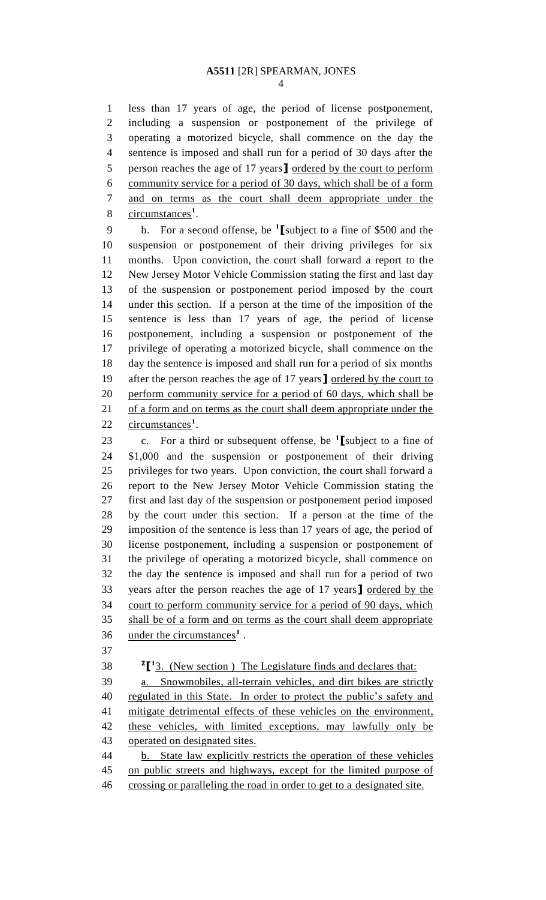less than 17 years of age, the period of license postponement, including a suspension or postponement of the privilege of operating a motorized bicycle, shall commence on the day the sentence is imposed and shall run for a period of 30 days after the person reaches the age of 17 years] ordered by the court to perform community service for a period of 30 days, which shall be of a form and on terms as the court shall deem appropriate under the circumstances[1].

b. For a second offense, be [1][subject to a fine of $500 and the suspension or postponement of their driving privileges for six months. Upon conviction, the court shall forward a report to the New Jersey Motor Vehicle Commission stating the first and last day of the suspension or postponement period imposed by the court under this section. If a person at the time of the imposition of the sentence is less than 17 years of age, the period of license postponement, including a suspension or postponement of the privilege of operating a motorized bicycle, shall commence on the day the sentence is imposed and shall run for a period of six months after the person reaches the age of 17 years] ordered by the court to perform community service for a period of 60 days, which shall be of a form and on terms as the court shall deem appropriate under the circumstances[1].

c. For a third or subsequent offense, be [1][subject to a fine of $1,000 and the suspension or postponement of their driving privileges for two years. Upon conviction, the court shall forward a report to the New Jersey Motor Vehicle Commission stating the first and last day of the suspension or postponement period imposed by the court under this section. If a person at the time of the imposition of the sentence is less than 17 years of age, the period of license postponement, including a suspension or postponement of the privilege of operating a motorized bicycle, shall commence on the day the sentence is imposed and shall run for a period of two years after the person reaches the age of 17 years] ordered by the court to perform community service for a period of 90 days, which shall be of a form and on terms as the court shall deem appropriate under the circumstances[1] .

[2][[1]3. (New section ) The Legislature finds and declares that:

a. Snowmobiles, all-terrain vehicles, and dirt bikes are strictly regulated in this State. In order to protect the public's safety and mitigate detrimental effects of these vehicles on the environment, these vehicles, with limited exceptions, may lawfully only be operated on designated sites.

b. State law explicitly restricts the operation of these vehicles on public streets and highways, except for the limited purpose of crossing or paralleling the road in order to get to a designated site.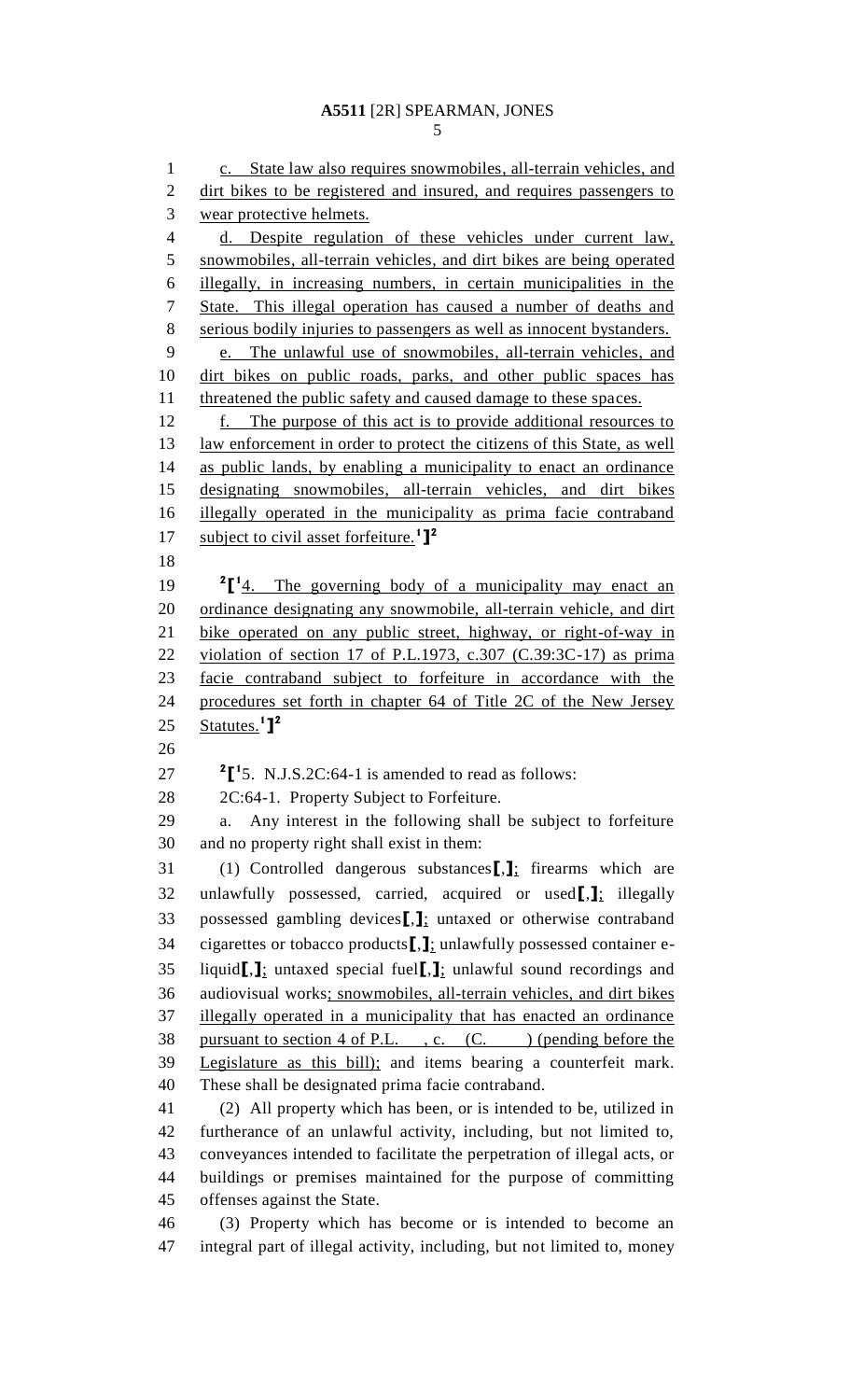c. State law also requires snowmobiles, all-terrain vehicles, and dirt bikes to be registered and insured, and requires passengers to wear protective helmets.

d. Despite regulation of these vehicles under current law, snowmobiles, all-terrain vehicles, and dirt bikes are being operated illegally, in increasing numbers, in certain municipalities in the State. This illegal operation has caused a number of deaths and serious bodily injuries to passengers as well as innocent bystanders.

e. The unlawful use of snowmobiles, all-terrain vehicles, and dirt bikes on public roads, parks, and other public spaces has threatened the public safety and caused damage to these spaces.

f. The purpose of this act is to provide additional resources to law enforcement in order to protect the citizens of this State, as well as public lands, by enabling a municipality to enact an ordinance designating snowmobiles, all-terrain vehicles, and dirt bikes illegally operated in the municipality as prima facie contraband subject to civil asset forfeiture.[1]][2]

[2][[1]4. The governing body of a municipality may enact an ordinance designating any snowmobile, all-terrain vehicle, and dirt bike operated on any public street, highway, or right-of-way in violation of section 17 of P.L.1973, c.307 (C.39:3C-17) as prima facie contraband subject to forfeiture in accordance with the procedures set forth in chapter 64 of Title 2C of the New Jersey Statutes.[1]][2]

[2][[1]5. N.J.S.2C:64-1 is amended to read as follows:

2C:64-1. Property Subject to Forfeiture.

a. Any interest in the following shall be subject to forfeiture and no property right shall exist in them:

(1) Controlled dangerous substances[,]; firearms which are unlawfully possessed, carried, acquired or used[,]; illegally possessed gambling devices[,]; untaxed or otherwise contraband cigarettes or tobacco products[,]; unlawfully possessed container e-liquid[,]; untaxed special fuel[,]; unlawful sound recordings and audiovisual works; snowmobiles, all-terrain vehicles, and dirt bikes illegally operated in a municipality that has enacted an ordinance pursuant to section 4 of P.L. , c. (C. ) (pending before the Legislature as this bill); and items bearing a counterfeit mark. These shall be designated prima facie contraband.

(2) All property which has been, or is intended to be, utilized in furtherance of an unlawful activity, including, but not limited to, conveyances intended to facilitate the perpetration of illegal acts, or buildings or premises maintained for the purpose of committing offenses against the State.

(3) Property which has become or is intended to become an integral part of illegal activity, including, but not limited to, money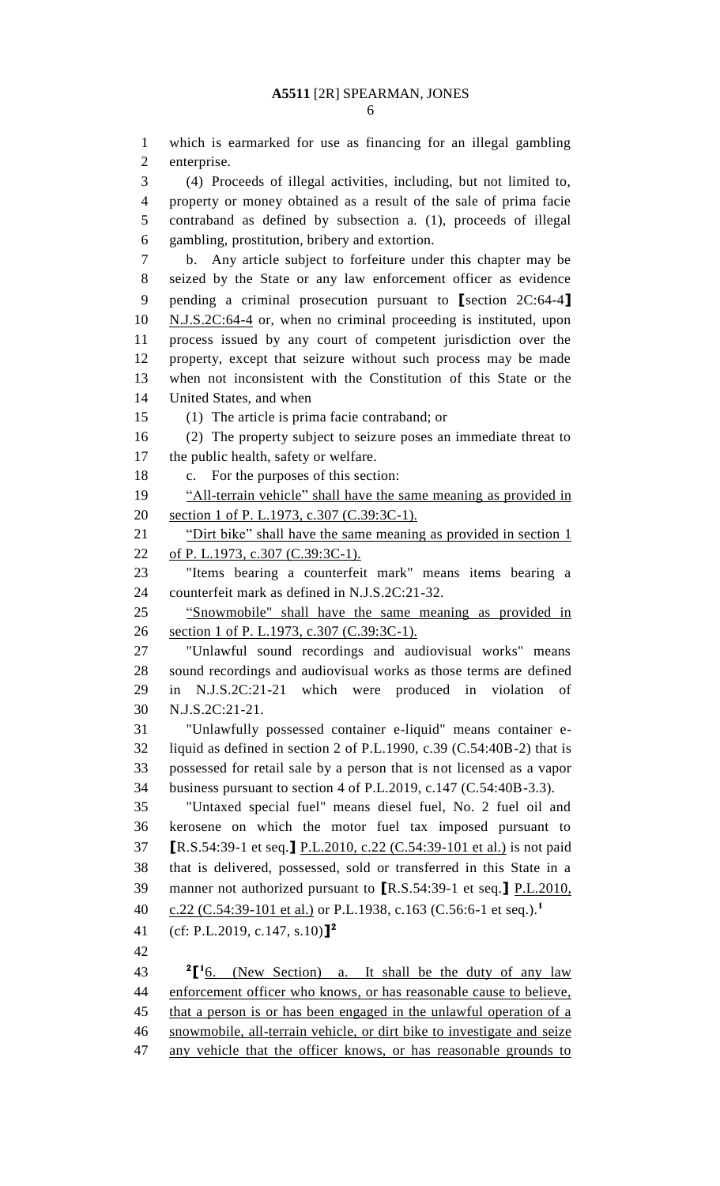which is earmarked for use as financing for an illegal gambling enterprise.

(4) Proceeds of illegal activities, including, but not limited to, property or money obtained as a result of the sale of prima facie contraband as defined by subsection a. (1), proceeds of illegal gambling, prostitution, bribery and extortion.

b. Any article subject to forfeiture under this chapter may be seized by the State or any law enforcement officer as evidence pending a criminal prosecution pursuant to [section 2C:64-4] N.J.S.2C:64-4 or, when no criminal proceeding is instituted, upon process issued by any court of competent jurisdiction over the property, except that seizure without such process may be made when not inconsistent with the Constitution of this State or the United States, and when

(1) The article is prima facie contraband; or

(2) The property subject to seizure poses an immediate threat to the public health, safety or welfare.

c. For the purposes of this section:

"All-terrain vehicle" shall have the same meaning as provided in section 1 of P. L.1973, c.307 (C.39:3C-1).

"Dirt bike" shall have the same meaning as provided in section 1 of P. L.1973, c.307 (C.39:3C-1).

"Items bearing a counterfeit mark" means items bearing a counterfeit mark as defined in N.J.S.2C:21-32.

"Snowmobile" shall have the same meaning as provided in section 1 of P. L.1973, c.307 (C.39:3C-1).

"Unlawful sound recordings and audiovisual works" means sound recordings and audiovisual works as those terms are defined in N.J.S.2C:21-21 which were produced in violation of N.J.S.2C:21-21.

"Unlawfully possessed container e-liquid" means container e-liquid as defined in section 2 of P.L.1990, c.39 (C.54:40B-2) that is possessed for retail sale by a person that is not licensed as a vapor business pursuant to section 4 of P.L.2019, c.147 (C.54:40B-3.3).

"Untaxed special fuel" means diesel fuel, No. 2 fuel oil and kerosene on which the motor fuel tax imposed pursuant to [R.S.54:39-1 et seq.] P.L.2010, c.22 (C.54:39-101 et al.) is not paid that is delivered, possessed, sold or transferred in this State in a manner not authorized pursuant to [R.S.54:39-1 et seq.] P.L.2010, c.22 (C.54:39-101 et al.) or P.L.1938, c.163 (C.56:6-1 et seq.).[1]

(cf: P.L.2019, c.147, s.10)][2]

[2][[1]6. (New Section) a. It shall be the duty of any law enforcement officer who knows, or has reasonable cause to believe, that a person is or has been engaged in the unlawful operation of a snowmobile, all-terrain vehicle, or dirt bike to investigate and seize any vehicle that the officer knows, or has reasonable grounds to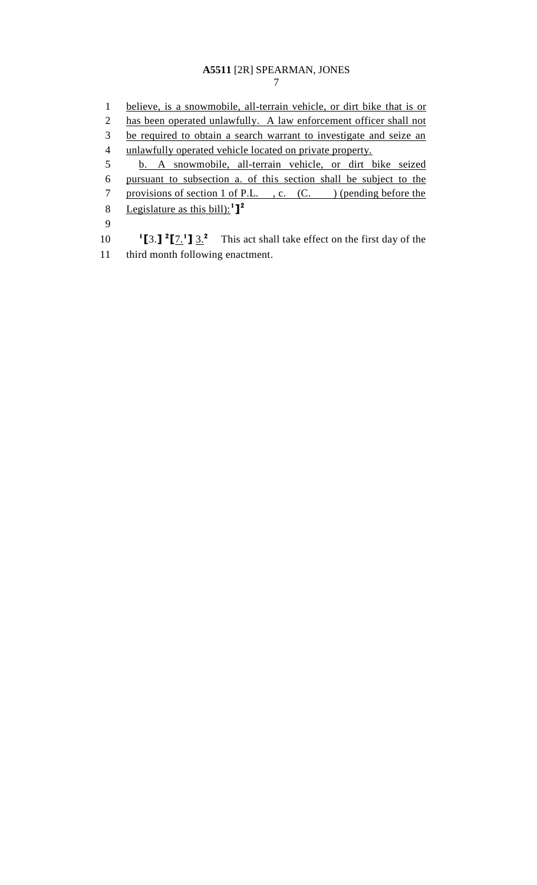believe, is a snowmobile, all-terrain vehicle, or dirt bike that is or has been operated unlawfully. A law enforcement officer shall not be required to obtain a search warrant to investigate and seize an unlawfully operated vehicle located on private property.

b. A snowmobile, all-terrain vehicle, or dirt bike seized pursuant to subsection a. of this section shall be subject to the provisions of section 1 of P.L. , c. (C. ) (pending before the Legislature as this bill):[1]][2]

[1][3.]] [2][7.[1]] 3.[2] This act shall take effect on the first day of the third month following enactment.